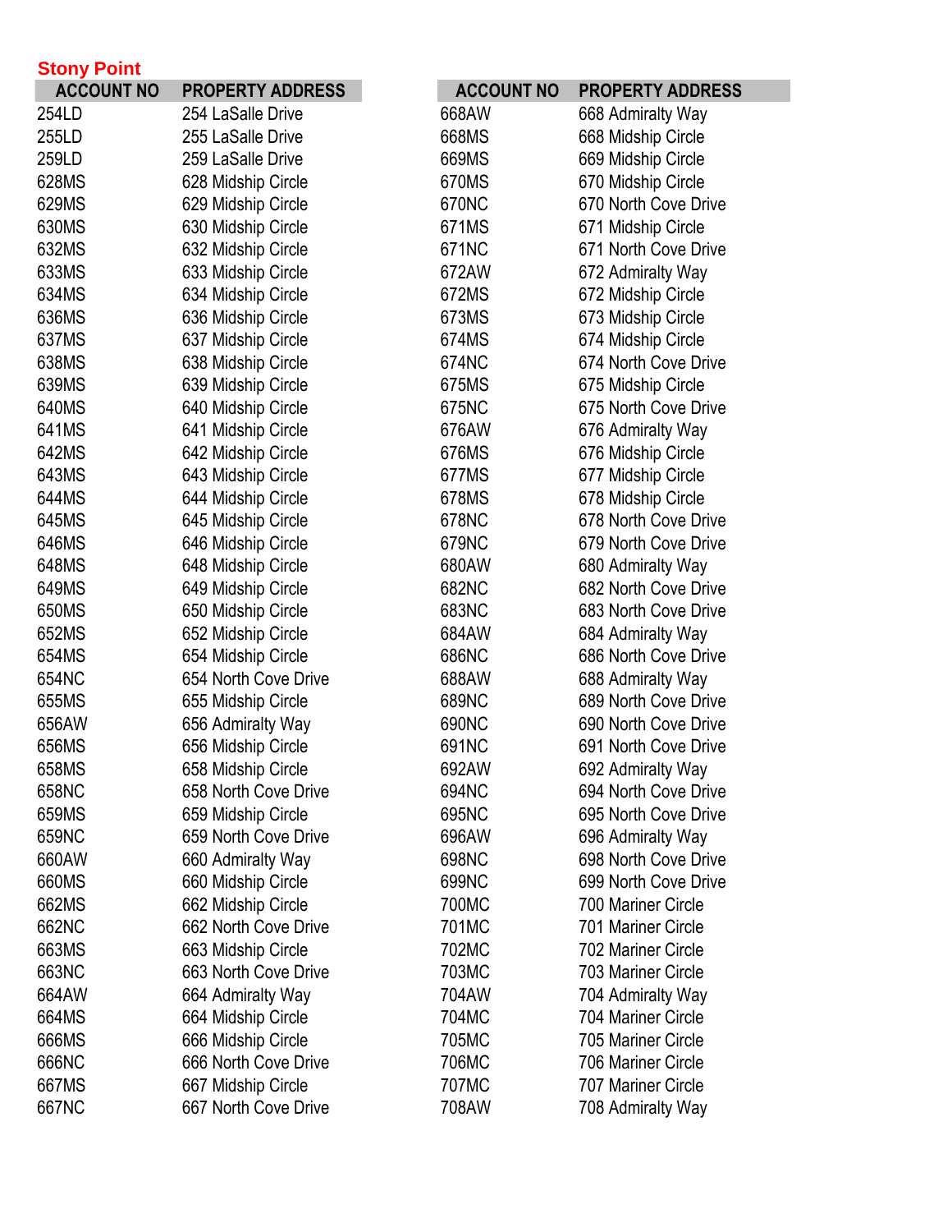## Stony Point

| ACCOUNT NO | PROPERTY ADDRESS |
|---|---|
| 254LD | 254 LaSalle Drive |
| 255LD | 255 LaSalle Drive |
| 259LD | 259 LaSalle Drive |
| 628MS | 628 Midship Circle |
| 629MS | 629 Midship Circle |
| 630MS | 630 Midship Circle |
| 632MS | 632 Midship Circle |
| 633MS | 633 Midship Circle |
| 634MS | 634 Midship Circle |
| 636MS | 636 Midship Circle |
| 637MS | 637 Midship Circle |
| 638MS | 638 Midship Circle |
| 639MS | 639 Midship Circle |
| 640MS | 640 Midship Circle |
| 641MS | 641 Midship Circle |
| 642MS | 642 Midship Circle |
| 643MS | 643 Midship Circle |
| 644MS | 644 Midship Circle |
| 645MS | 645 Midship Circle |
| 646MS | 646 Midship Circle |
| 648MS | 648 Midship Circle |
| 649MS | 649 Midship Circle |
| 650MS | 650 Midship Circle |
| 652MS | 652 Midship Circle |
| 654MS | 654 Midship Circle |
| 654NC | 654 North Cove Drive |
| 655MS | 655 Midship Circle |
| 656AW | 656 Admiralty Way |
| 656MS | 656 Midship Circle |
| 658MS | 658 Midship Circle |
| 658NC | 658 North Cove Drive |
| 659MS | 659 Midship Circle |
| 659NC | 659 North Cove Drive |
| 660AW | 660 Admiralty Way |
| 660MS | 660 Midship Circle |
| 662MS | 662 Midship Circle |
| 662NC | 662 North Cove Drive |
| 663MS | 663 Midship Circle |
| 663NC | 663 North Cove Drive |
| 664AW | 664 Admiralty Way |
| 664MS | 664 Midship Circle |
| 666MS | 666 Midship Circle |
| 666NC | 666 North Cove Drive |
| 667MS | 667 Midship Circle |
| 667NC | 667 North Cove Drive |
| 668AW | 668 Admiralty Way |
| 668MS | 668 Midship Circle |
| 669MS | 669 Midship Circle |
| 670MS | 670 Midship Circle |
| 670NC | 670 North Cove Drive |
| 671MS | 671 Midship Circle |
| 671NC | 671 North Cove Drive |
| 672AW | 672 Admiralty Way |
| 672MS | 672 Midship Circle |
| 673MS | 673 Midship Circle |
| 674MS | 674 Midship Circle |
| 674NC | 674 North Cove Drive |
| 675MS | 675 Midship Circle |
| 675NC | 675 North Cove Drive |
| 676AW | 676 Admiralty Way |
| 676MS | 676 Midship Circle |
| 677MS | 677 Midship Circle |
| 678MS | 678 Midship Circle |
| 678NC | 678 North Cove Drive |
| 679NC | 679 North Cove Drive |
| 680AW | 680 Admiralty Way |
| 682NC | 682 North Cove Drive |
| 683NC | 683 North Cove Drive |
| 684AW | 684 Admiralty Way |
| 686NC | 686 North Cove Drive |
| 688AW | 688 Admiralty Way |
| 689NC | 689 North Cove Drive |
| 690NC | 690 North Cove Drive |
| 691NC | 691 North Cove Drive |
| 692AW | 692 Admiralty Way |
| 694NC | 694 North Cove Drive |
| 695NC | 695 North Cove Drive |
| 696AW | 696 Admiralty Way |
| 698NC | 698 North Cove Drive |
| 699NC | 699 North Cove Drive |
| 700MC | 700 Mariner Circle |
| 701MC | 701 Mariner Circle |
| 702MC | 702 Mariner Circle |
| 703MC | 703 Mariner Circle |
| 704AW | 704 Admiralty Way |
| 704MC | 704 Mariner Circle |
| 705MC | 705 Mariner Circle |
| 706MC | 706 Mariner Circle |
| 707MC | 707 Mariner Circle |
| 708AW | 708 Admiralty Way |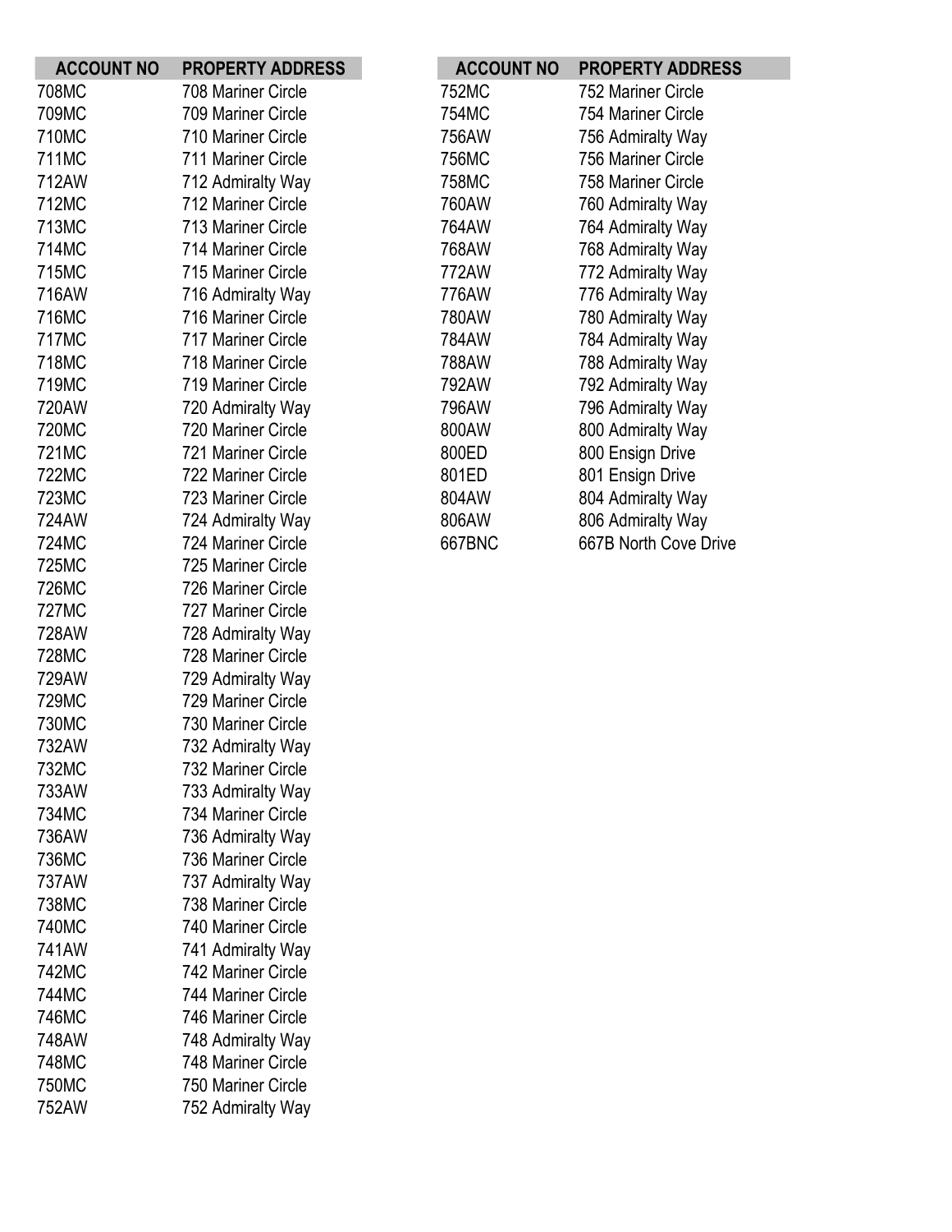| ACCOUNT NO | PROPERTY ADDRESS |
|---|---|
| 708MC | 708 Mariner Circle |
| 709MC | 709 Mariner Circle |
| 710MC | 710 Mariner Circle |
| 711MC | 711 Mariner Circle |
| 712AW | 712 Admiralty Way |
| 712MC | 712 Mariner Circle |
| 713MC | 713 Mariner Circle |
| 714MC | 714 Mariner Circle |
| 715MC | 715 Mariner Circle |
| 716AW | 716 Admiralty Way |
| 716MC | 716 Mariner Circle |
| 717MC | 717 Mariner Circle |
| 718MC | 718 Mariner Circle |
| 719MC | 719 Mariner Circle |
| 720AW | 720 Admiralty Way |
| 720MC | 720 Mariner Circle |
| 721MC | 721 Mariner Circle |
| 722MC | 722 Mariner Circle |
| 723MC | 723 Mariner Circle |
| 724AW | 724 Admiralty Way |
| 724MC | 724 Mariner Circle |
| 725MC | 725 Mariner Circle |
| 726MC | 726 Mariner Circle |
| 727MC | 727 Mariner Circle |
| 728AW | 728 Admiralty Way |
| 728MC | 728 Mariner Circle |
| 729AW | 729 Admiralty Way |
| 729MC | 729 Mariner Circle |
| 730MC | 730 Mariner Circle |
| 732AW | 732 Admiralty Way |
| 732MC | 732 Mariner Circle |
| 733AW | 733 Admiralty Way |
| 734MC | 734 Mariner Circle |
| 736AW | 736 Admiralty Way |
| 736MC | 736 Mariner Circle |
| 737AW | 737 Admiralty Way |
| 738MC | 738 Mariner Circle |
| 740MC | 740 Mariner Circle |
| 741AW | 741 Admiralty Way |
| 742MC | 742 Mariner Circle |
| 744MC | 744 Mariner Circle |
| 746MC | 746 Mariner Circle |
| 748AW | 748 Admiralty Way |
| 748MC | 748 Mariner Circle |
| 750MC | 750 Mariner Circle |
| 752AW | 752 Admiralty Way |
| 752MC | 752 Mariner Circle |
| 754MC | 754 Mariner Circle |
| 756AW | 756 Admiralty Way |
| 756MC | 756 Mariner Circle |
| 758MC | 758 Mariner Circle |
| 760AW | 760 Admiralty Way |
| 764AW | 764 Admiralty Way |
| 768AW | 768 Admiralty Way |
| 772AW | 772 Admiralty Way |
| 776AW | 776 Admiralty Way |
| 780AW | 780 Admiralty Way |
| 784AW | 784 Admiralty Way |
| 788AW | 788 Admiralty Way |
| 792AW | 792 Admiralty Way |
| 796AW | 796 Admiralty Way |
| 800AW | 800 Admiralty Way |
| 800ED | 800 Ensign Drive |
| 801ED | 801 Ensign Drive |
| 804AW | 804 Admiralty Way |
| 806AW | 806 Admiralty Way |
| 667BNC | 667B North Cove Drive |